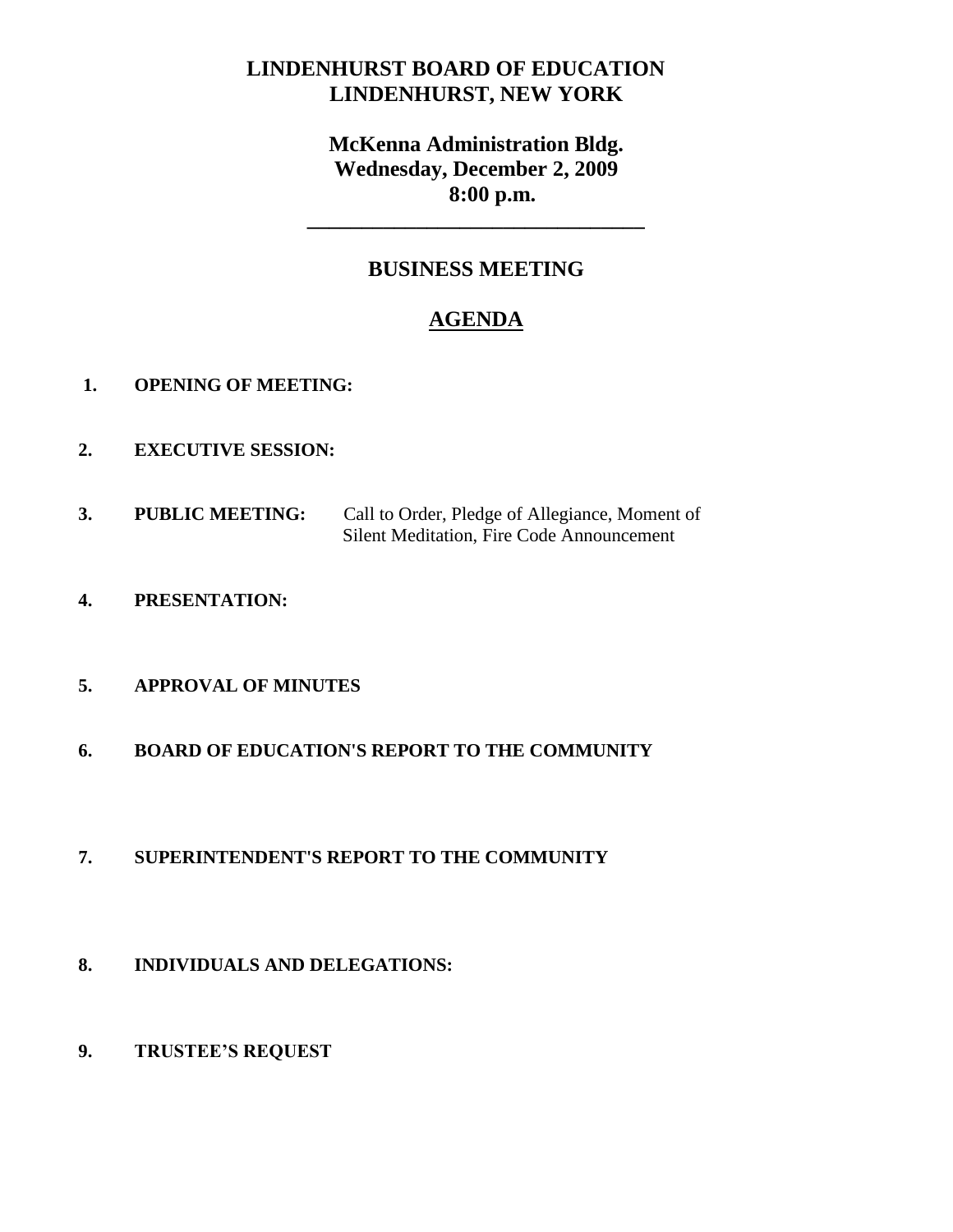# LINDENHURST BOARD OF EDUCATION
# LINDENHURST, NEW YORK

## McKenna Administration Bldg.
## Wednesday, December 2, 2009
## 8:00 p.m.

---

## BUSINESS MEETING

## AGENDA

1. **OPENING OF MEETING:**

2. **EXECUTIVE SESSION:**

3. **PUBLIC MEETING:** Call to Order, Pledge of Allegiance, Moment of Silent Meditation, Fire Code Announcement

4. **PRESENTATION:**

5. **APPROVAL OF MINUTES**

6. **BOARD OF EDUCATION'S REPORT TO THE COMMUNITY**

7. **SUPERINTENDENT'S REPORT TO THE COMMUNITY**

8. **INDIVIDUALS AND DELEGATIONS:**

9. **TRUSTEE'S REQUEST**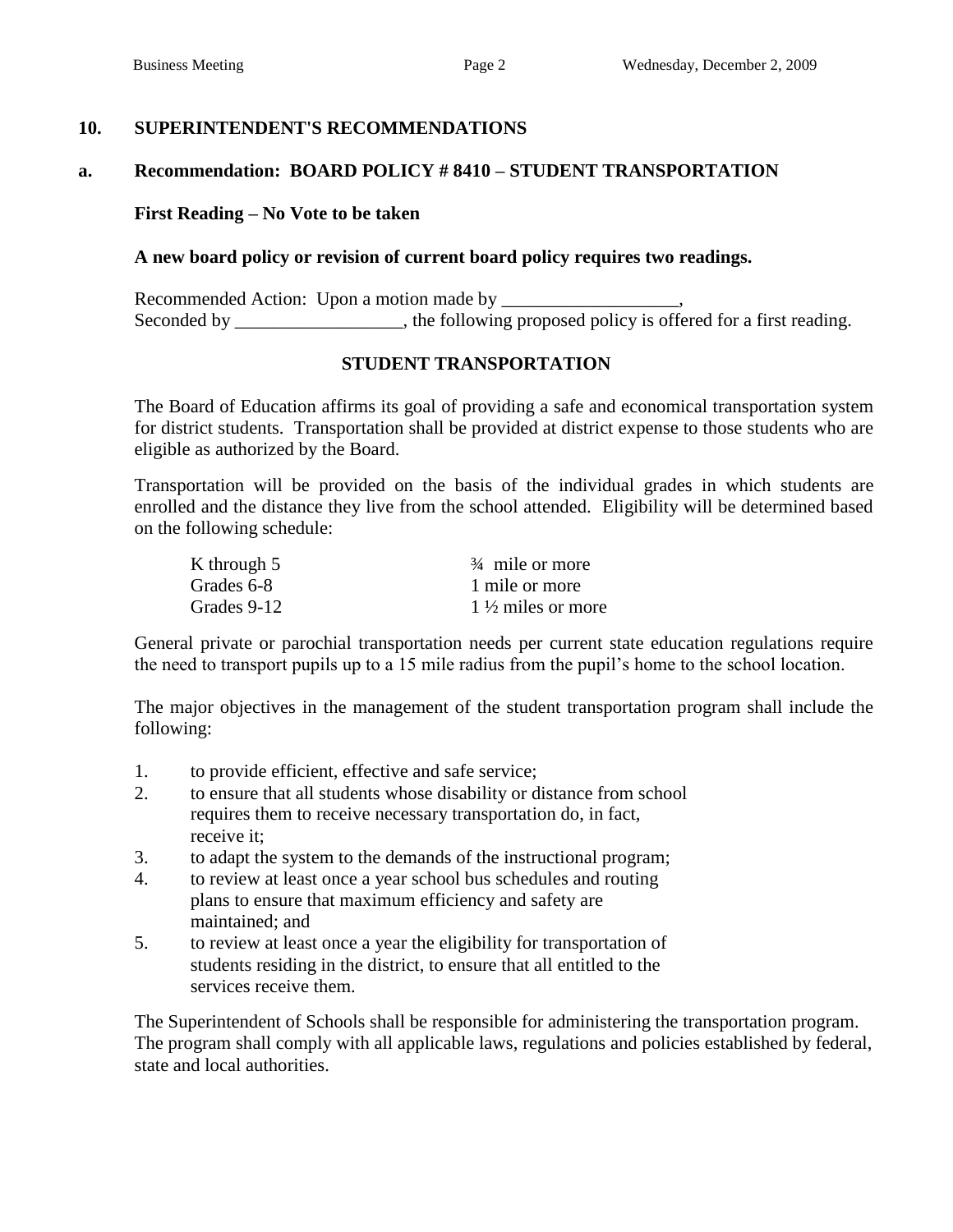## 10. SUPERINTENDENT'S RECOMMENDATIONS

### a. Recommendation: BOARD POLICY # 8410 – STUDENT TRANSPORTATION

**First Reading – No Vote to be taken**

**A new board policy or revision of current board policy requires two readings.**

Recommended Action: Upon a motion made by ___________________,
Seconded by __________________, the following proposed policy is offered for a first reading.

**STUDENT TRANSPORTATION**

The Board of Education affirms its goal of providing a safe and economical transportation system for district students. Transportation shall be provided at district expense to those students who are eligible as authorized by the Board.

Transportation will be provided on the basis of the individual grades in which students are enrolled and the distance they live from the school attended. Eligibility will be determined based on the following schedule:

| | |
|---|---|
| K through 5 | ¾ mile or more |
| Grades 6-8 | 1 mile or more |
| Grades 9-12 | 1 ½ miles or more |

General private or parochial transportation needs per current state education regulations require the need to transport pupils up to a 15 mile radius from the pupil's home to the school location.

The major objectives in the management of the student transportation program shall include the following:

1. to provide efficient, effective and safe service;
2. to ensure that all students whose disability or distance from school requires them to receive necessary transportation do, in fact, receive it;
3. to adapt the system to the demands of the instructional program;
4. to review at least once a year school bus schedules and routing plans to ensure that maximum efficiency and safety are maintained; and
5. to review at least once a year the eligibility for transportation of students residing in the district, to ensure that all entitled to the services receive them.

The Superintendent of Schools shall be responsible for administering the transportation program. The program shall comply with all applicable laws, regulations and policies established by federal, state and local authorities.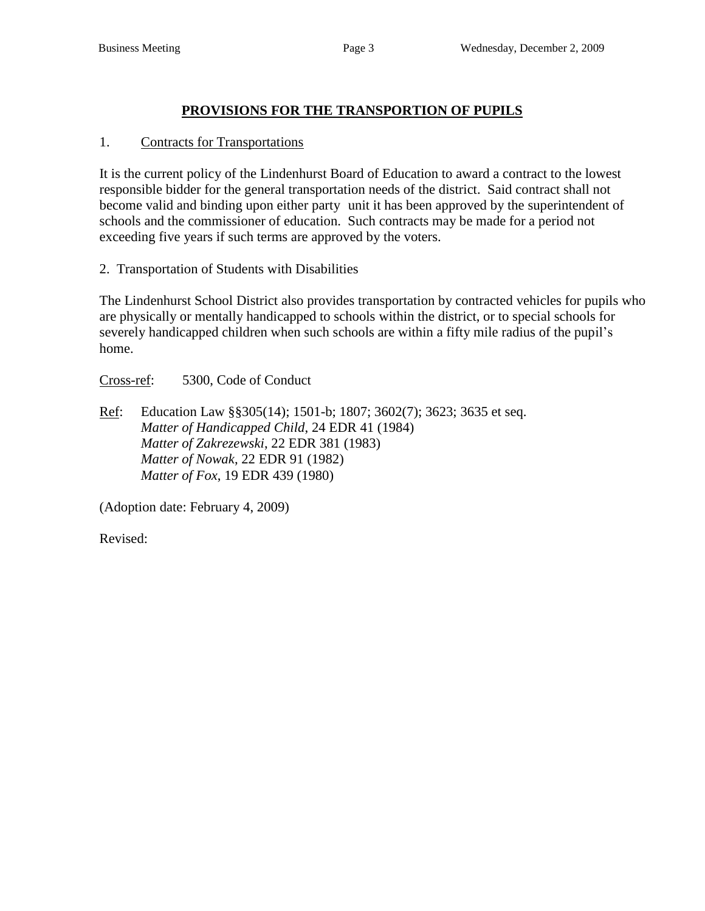## PROVISIONS FOR THE TRANSPORTION OF PUPILS

1. Contracts for Transportations

It is the current policy of the Lindenhurst Board of Education to award a contract to the lowest responsible bidder for the general transportation needs of the district. Said contract shall not become valid and binding upon either party unit it has been approved by the superintendent of schools and the commissioner of education. Such contracts may be made for a period not exceeding five years if such terms are approved by the voters.

2. Transportation of Students with Disabilities

The Lindenhurst School District also provides transportation by contracted vehicles for pupils who are physically or mentally handicapped to schools within the district, or to special schools for severely handicapped children when such schools are within a fifty mile radius of the pupil's home.

Cross-ref: 5300, Code of Conduct

Ref: Education Law §§305(14); 1501-b; 1807; 3602(7); 3623; 3635 et seq.
*Matter of Handicapped Child*, 24 EDR 41 (1984)
*Matter of Zakrezewski*, 22 EDR 381 (1983)
*Matter of Nowak*, 22 EDR 91 (1982)
*Matter of Fox*, 19 EDR 439 (1980)

(Adoption date: February 4, 2009)

Revised: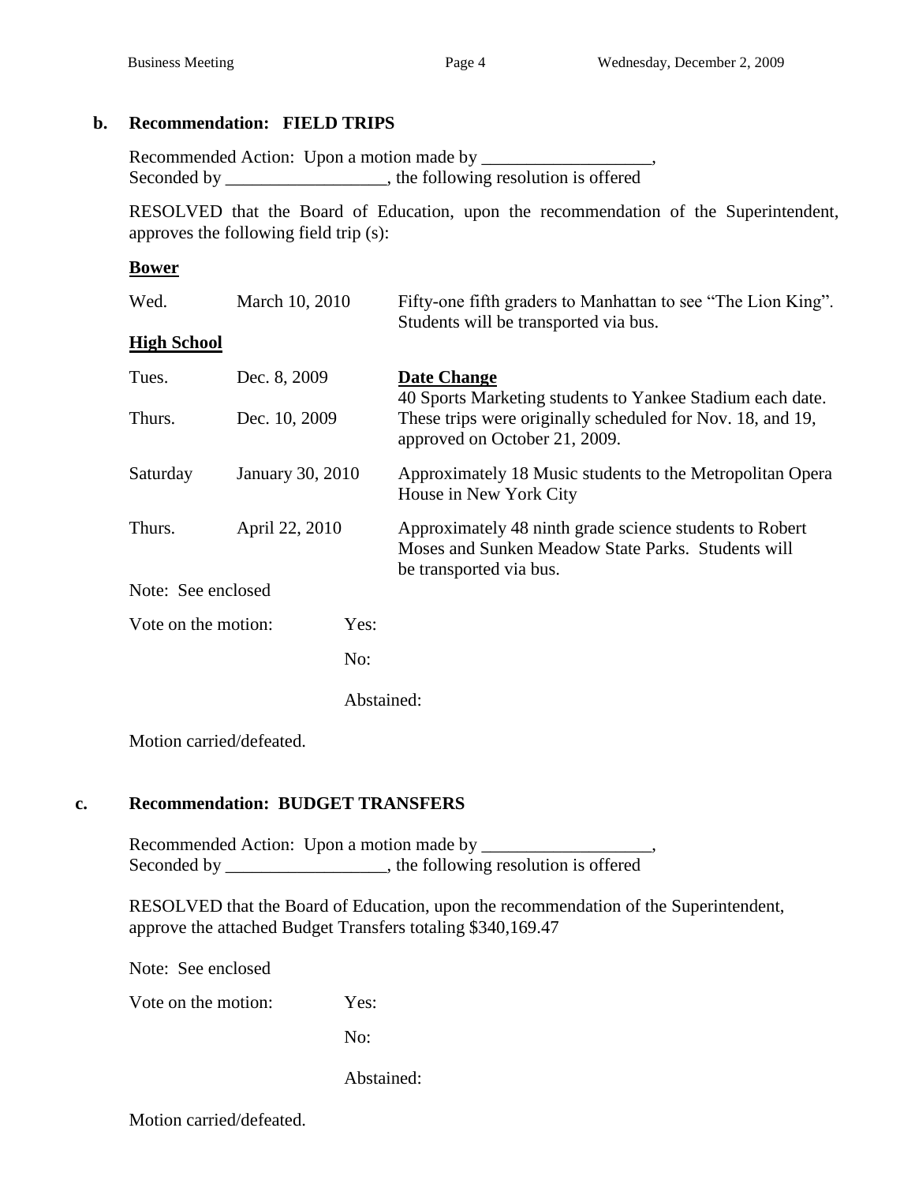**b. Recommendation: FIELD TRIPS**

Recommended Action: Upon a motion made by ___________________,
Seconded by __________________, the following resolution is offered

RESOLVED that the Board of Education, upon the recommendation of the Superintendent, approves the following field trip (s):

**Bower**

| | | |
|---|---|---|
| Wed. | March 10, 2010 | Fifty-one fifth graders to Manhattan to see "The Lion King". Students will be transported via bus. |

**High School**

| | | |
|---|---|---|
| Tues. | Dec. 8, 2009 | **Date Change** 40 Sports Marketing students to Yankee Stadium each date. |
| Thurs. | Dec. 10, 2009 | These trips were originally scheduled for Nov. 18, and 19, approved on October 21, 2009. |
| Saturday | January 30, 2010 | Approximately 18 Music students to the Metropolitan Opera House in New York City |
| Thurs. | April 22, 2010 | Approximately 48 ninth grade science students to Robert Moses and Sunken Meadow State Parks. Students will be transported via bus. |

Note: See enclosed

Vote on the motion: Yes:

No:

Abstained:

Motion carried/defeated.

**c. Recommendation: BUDGET TRANSFERS**

Recommended Action: Upon a motion made by ___________________,
Seconded by __________________, the following resolution is offered

RESOLVED that the Board of Education, upon the recommendation of the Superintendent, approve the attached Budget Transfers totaling $340,169.47

Note: See enclosed

Vote on the motion: Yes:

No:

Abstained:

Motion carried/defeated.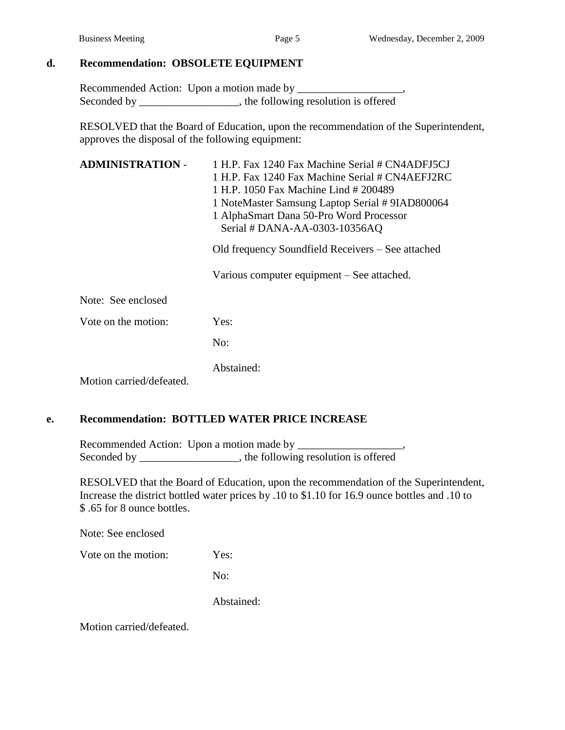## d. Recommendation: OBSOLETE EQUIPMENT

Recommended Action: Upon a motion made by ___________________,
Seconded by __________________, the following resolution is offered

RESOLVED that the Board of Education, upon the recommendation of the Superintendent, approves the disposal of the following equipment:

**ADMINISTRATION** -

1 H.P. Fax 1240 Fax Machine Serial # CN4ADFJ5CJ
1 H.P. Fax 1240 Fax Machine Serial # CN4AEFJ2RC
1 H.P. 1050 Fax Machine Lind # 200489
1 NoteMaster Samsung Laptop Serial # 9IAD800064
1 AlphaSmart Dana 50-Pro Word Processor
Serial # DANA-AA-0303-10356AQ

Old frequency Soundfield Receivers – See attached

Various computer equipment – See attached.

Note: See enclosed

Vote on the motion: Yes:

No:

Abstained:

Motion carried/defeated.

## e. Recommendation: BOTTLED WATER PRICE INCREASE

Recommended Action: Upon a motion made by ___________________,
Seconded by __________________, the following resolution is offered

RESOLVED that the Board of Education, upon the recommendation of the Superintendent, Increase the district bottled water prices by .10 to $1.10 for 16.9 ounce bottles and .10 to $ .65 for 8 ounce bottles.

Note: See enclosed

Vote on the motion: Yes:

No:

Abstained:

Motion carried/defeated.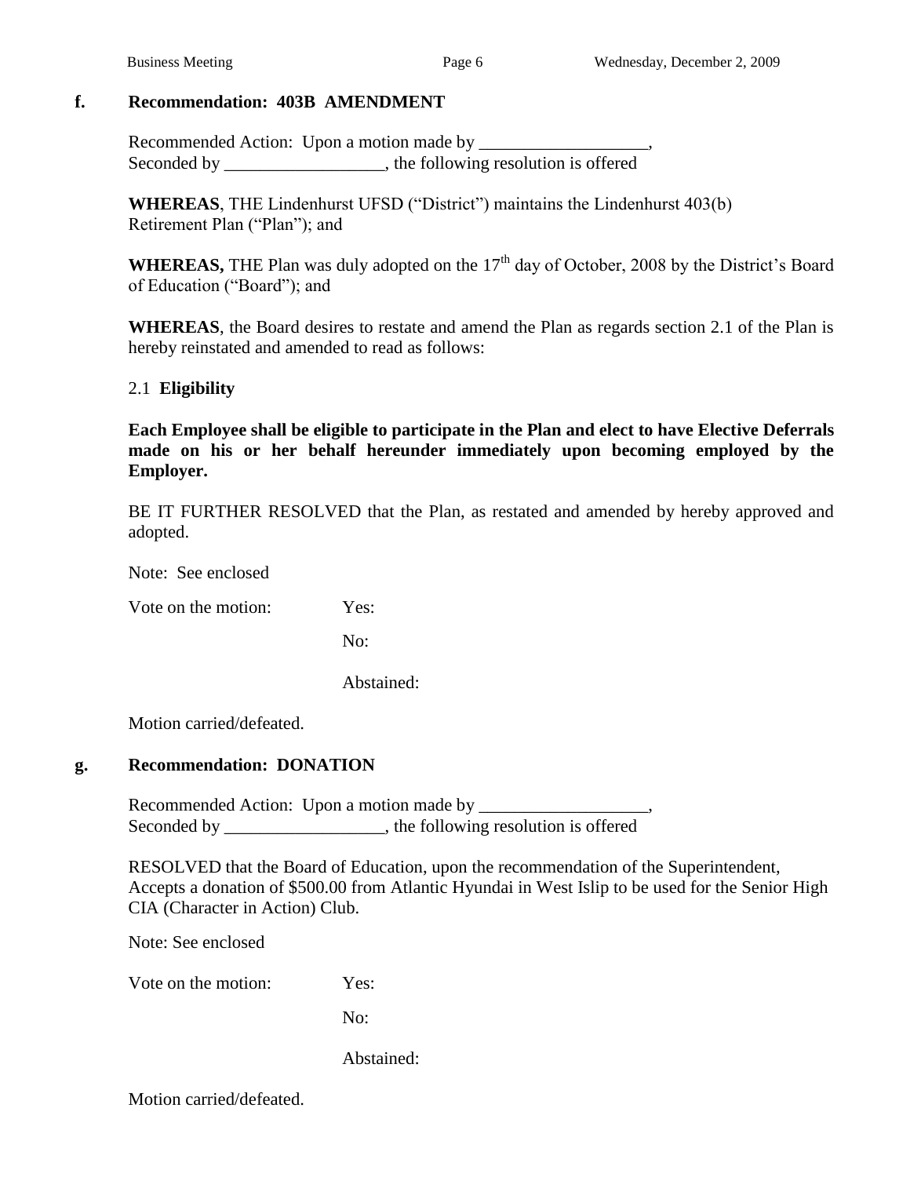**f. Recommendation: 403B AMENDMENT**

Recommended Action: Upon a motion made by ___________________,
Seconded by __________________, the following resolution is offered

**WHEREAS**, THE Lindenhurst UFSD ("District") maintains the Lindenhurst 403(b) Retirement Plan ("Plan"); and

**WHEREAS,** THE Plan was duly adopted on the 17th day of October, 2008 by the District's Board of Education ("Board"); and

**WHEREAS**, the Board desires to restate and amend the Plan as regards section 2.1 of the Plan is hereby reinstated and amended to read as follows:

2.1 **Eligibility**

**Each Employee shall be eligible to participate in the Plan and elect to have Elective Deferrals made on his or her behalf hereunder immediately upon becoming employed by the Employer.**

BE IT FURTHER RESOLVED that the Plan, as restated and amended by hereby approved and adopted.

Note: See enclosed

Vote on the motion: Yes:

No:

Abstained:

Motion carried/defeated.

**g. Recommendation: DONATION**

Recommended Action: Upon a motion made by ___________________,
Seconded by __________________, the following resolution is offered

RESOLVED that the Board of Education, upon the recommendation of the Superintendent, Accepts a donation of $500.00 from Atlantic Hyundai in West Islip to be used for the Senior High CIA (Character in Action) Club.

Note: See enclosed

Vote on the motion: Yes:

No:

Abstained:

Motion carried/defeated.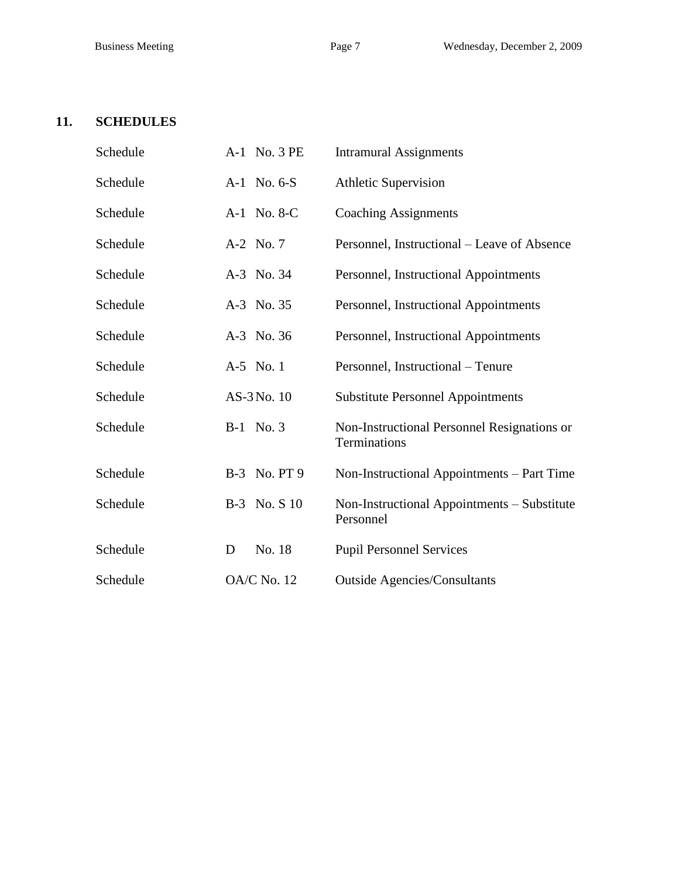## 11. SCHEDULES

| | | |
|---|---|---|
| Schedule | A-1 No. 3 PE | Intramural Assignments |
| Schedule | A-1 No. 6-S | Athletic Supervision |
| Schedule | A-1 No. 8-C | Coaching Assignments |
| Schedule | A-2 No. 7 | Personnel, Instructional – Leave of Absence |
| Schedule | A-3 No. 34 | Personnel, Instructional Appointments |
| Schedule | A-3 No. 35 | Personnel, Instructional Appointments |
| Schedule | A-3 No. 36 | Personnel, Instructional Appointments |
| Schedule | A-5 No. 1 | Personnel, Instructional – Tenure |
| Schedule | AS-3 No. 10 | Substitute Personnel Appointments |
| Schedule | B-1 No. 3 | Non-Instructional Personnel Resignations or Terminations |
| Schedule | B-3 No. PT 9 | Non-Instructional Appointments – Part Time |
| Schedule | B-3 No. S 10 | Non-Instructional Appointments – Substitute Personnel |
| Schedule | D No. 18 | Pupil Personnel Services |
| Schedule | OA/C No. 12 | Outside Agencies/Consultants |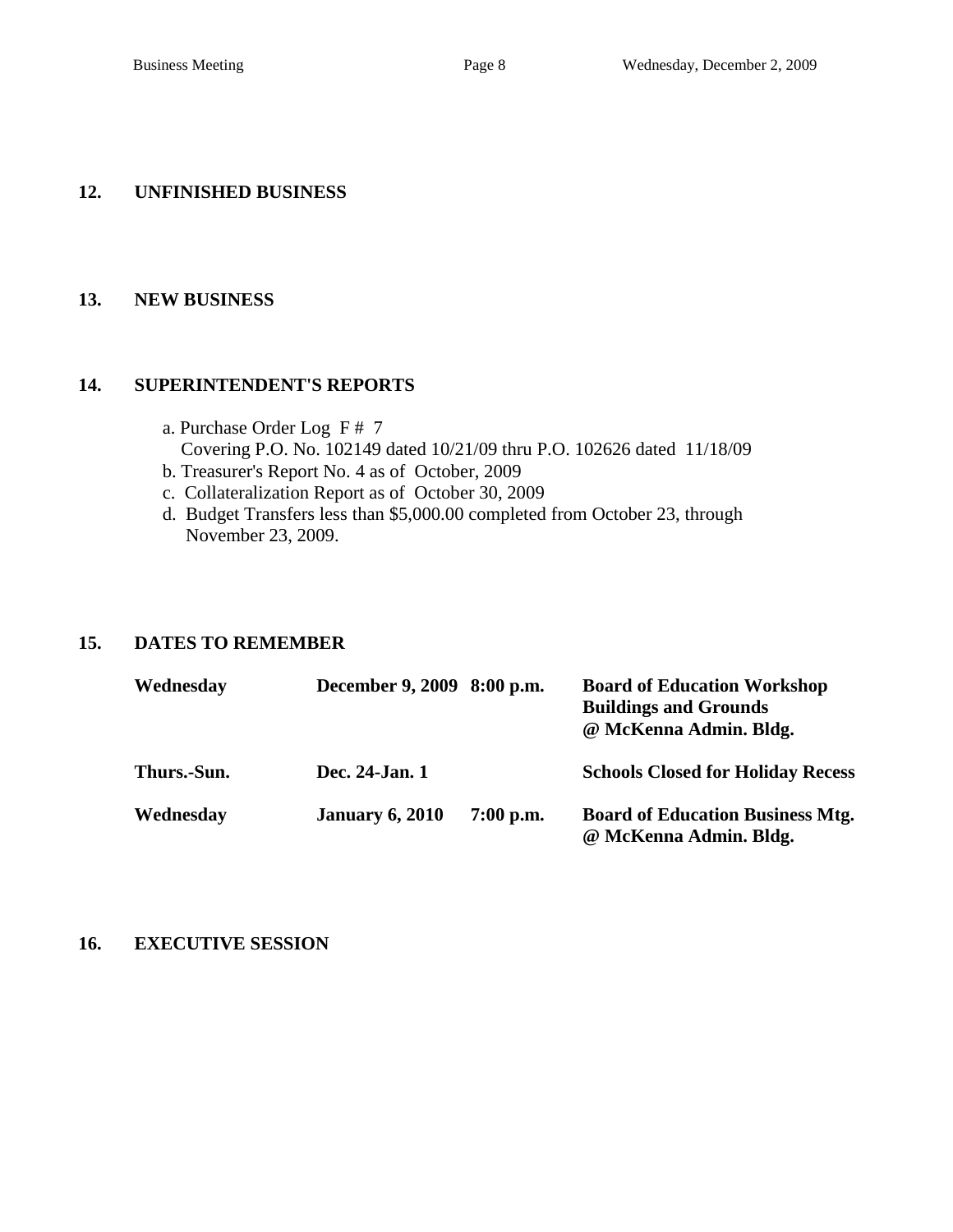## 12. UNFINISHED BUSINESS

## 13. NEW BUSINESS

## 14. SUPERINTENDENT'S REPORTS

a. Purchase Order Log F # 7
   Covering P.O. No. 102149 dated 10/21/09 thru P.O. 102626 dated 11/18/09
b. Treasurer's Report No. 4 as of October, 2009
c. Collateralization Report as of October 30, 2009
d. Budget Transfers less than $5,000.00 completed from October 23, through November 23, 2009.

## 15. DATES TO REMEMBER

| | | | |
|---|---|---|---|
| **Wednesday** | **December 9, 2009** | **8:00 p.m.** | **Board of Education Workshop<br>Buildings and Grounds<br>@ McKenna Admin. Bldg.** |
| **Thurs.-Sun.** | **Dec. 24-Jan. 1** | | **Schools Closed for Holiday Recess** |
| **Wednesday** | **January 6, 2010** | **7:00 p.m.** | **Board of Education Business Mtg.<br>@ McKenna Admin. Bldg.** |

## 16. EXECUTIVE SESSION